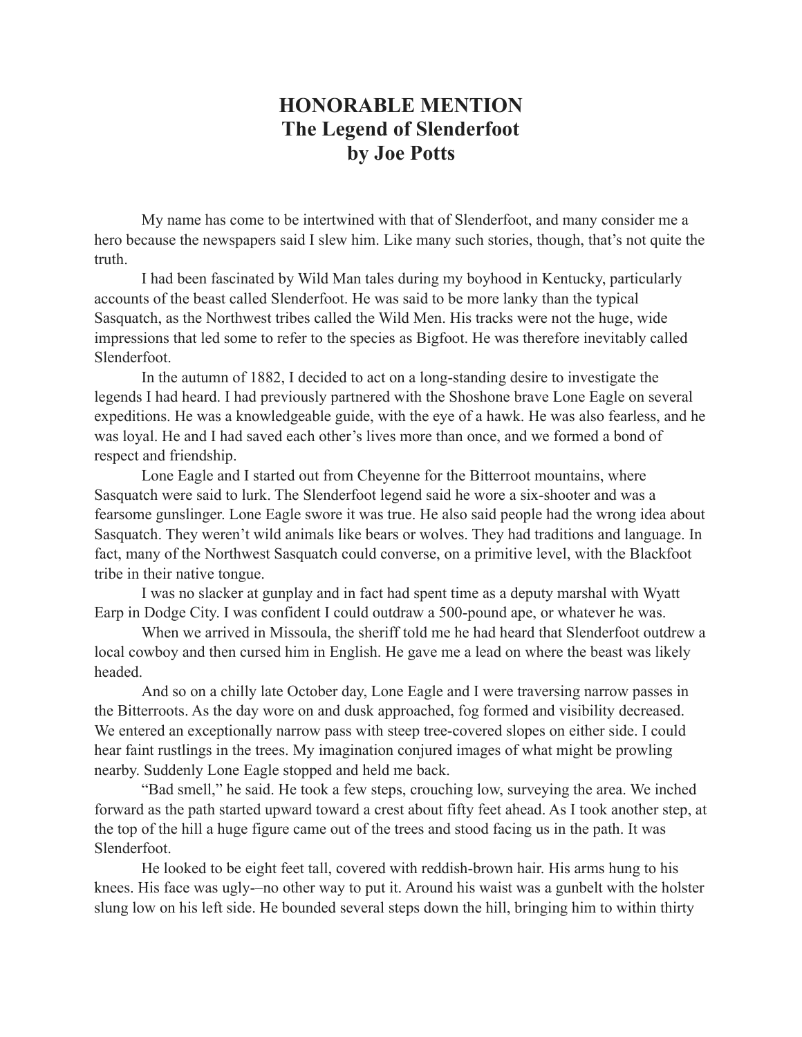# HONORABLE MENTION
## The Legend of Slenderfoot
### by Joe Potts

My name has come to be intertwined with that of Slenderfoot, and many consider me a hero because the newspapers said I slew him. Like many such stories, though, that's not quite the truth.

I had been fascinated by Wild Man tales during my boyhood in Kentucky, particularly accounts of the beast called Slenderfoot. He was said to be more lanky than the typical Sasquatch, as the Northwest tribes called the Wild Men. His tracks were not the huge, wide impressions that led some to refer to the species as Bigfoot. He was therefore inevitably called Slenderfoot.

In the autumn of 1882, I decided to act on a long-standing desire to investigate the legends I had heard. I had previously partnered with the Shoshone brave Lone Eagle on several expeditions. He was a knowledgeable guide, with the eye of a hawk. He was also fearless, and he was loyal. He and I had saved each other's lives more than once, and we formed a bond of respect and friendship.

Lone Eagle and I started out from Cheyenne for the Bitterroot mountains, where Sasquatch were said to lurk. The Slenderfoot legend said he wore a six-shooter and was a fearsome gunslinger. Lone Eagle swore it was true. He also said people had the wrong idea about Sasquatch. They weren't wild animals like bears or wolves. They had traditions and language. In fact, many of the Northwest Sasquatch could converse, on a primitive level, with the Blackfoot tribe in their native tongue.

I was no slacker at gunplay and in fact had spent time as a deputy marshal with Wyatt Earp in Dodge City. I was confident I could outdraw a 500-pound ape, or whatever he was.

When we arrived in Missoula, the sheriff told me he had heard that Slenderfoot outdrew a local cowboy and then cursed him in English. He gave me a lead on where the beast was likely headed.

And so on a chilly late October day, Lone Eagle and I were traversing narrow passes in the Bitterroots. As the day wore on and dusk approached, fog formed and visibility decreased. We entered an exceptionally narrow pass with steep tree-covered slopes on either side. I could hear faint rustlings in the trees. My imagination conjured images of what might be prowling nearby. Suddenly Lone Eagle stopped and held me back.

"Bad smell," he said. He took a few steps, crouching low, surveying the area. We inched forward as the path started upward toward a crest about fifty feet ahead. As I took another step, at the top of the hill a huge figure came out of the trees and stood facing us in the path. It was Slenderfoot.

He looked to be eight feet tall, covered with reddish-brown hair. His arms hung to his knees. His face was ugly-–no other way to put it. Around his waist was a gunbelt with the holster slung low on his left side. He bounded several steps down the hill, bringing him to within thirty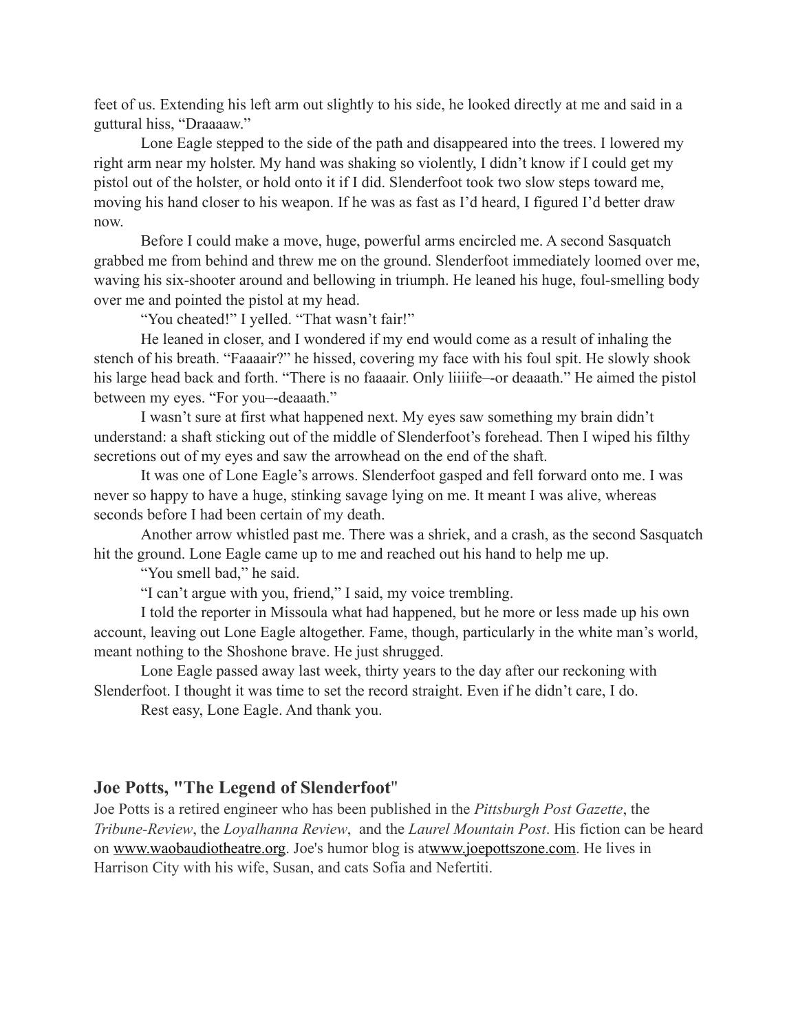feet of us. Extending his left arm out slightly to his side, he looked directly at me and said in a guttural hiss, "Draaaaw."

Lone Eagle stepped to the side of the path and disappeared into the trees. I lowered my right arm near my holster. My hand was shaking so violently, I didn't know if I could get my pistol out of the holster, or hold onto it if I did. Slenderfoot took two slow steps toward me, moving his hand closer to his weapon. If he was as fast as I'd heard, I figured I'd better draw now.

Before I could make a move, huge, powerful arms encircled me. A second Sasquatch grabbed me from behind and threw me on the ground. Slenderfoot immediately loomed over me, waving his six-shooter around and bellowing in triumph. He leaned his huge, foul-smelling body over me and pointed the pistol at my head.

"You cheated!" I yelled. "That wasn't fair!"

He leaned in closer, and I wondered if my end would come as a result of inhaling the stench of his breath. "Faaaair?" he hissed, covering my face with his foul spit. He slowly shook his large head back and forth. "There is no faaaair. Only liiiife–-or deaaath." He aimed the pistol between my eyes. "For you–-deaaath."

I wasn't sure at first what happened next. My eyes saw something my brain didn't understand: a shaft sticking out of the middle of Slenderfoot's forehead. Then I wiped his filthy secretions out of my eyes and saw the arrowhead on the end of the shaft.

It was one of Lone Eagle's arrows. Slenderfoot gasped and fell forward onto me. I was never so happy to have a huge, stinking savage lying on me. It meant I was alive, whereas seconds before I had been certain of my death.

Another arrow whistled past me. There was a shriek, and a crash, as the second Sasquatch hit the ground. Lone Eagle came up to me and reached out his hand to help me up.

"You smell bad," he said.

"I can't argue with you, friend," I said, my voice trembling.

I told the reporter in Missoula what had happened, but he more or less made up his own account, leaving out Lone Eagle altogether. Fame, though, particularly in the white man's world, meant nothing to the Shoshone brave. He just shrugged.

Lone Eagle passed away last week, thirty years to the day after our reckoning with Slenderfoot. I thought it was time to set the record straight. Even if he didn't care, I do.

Rest easy, Lone Eagle. And thank you.

### Joe Potts, "The Legend of Slenderfoot"

Joe Potts is a retired engineer who has been published in the *Pittsburgh Post Gazette*, the *Tribune-Review*, the *Loyalhanna Review*, and the *Laurel Mountain Post*. His fiction can be heard on www.waobaudiotheatre.org. Joe's humor blog is atwww.joepottszone.com. He lives in Harrison City with his wife, Susan, and cats Sofia and Nefertiti.